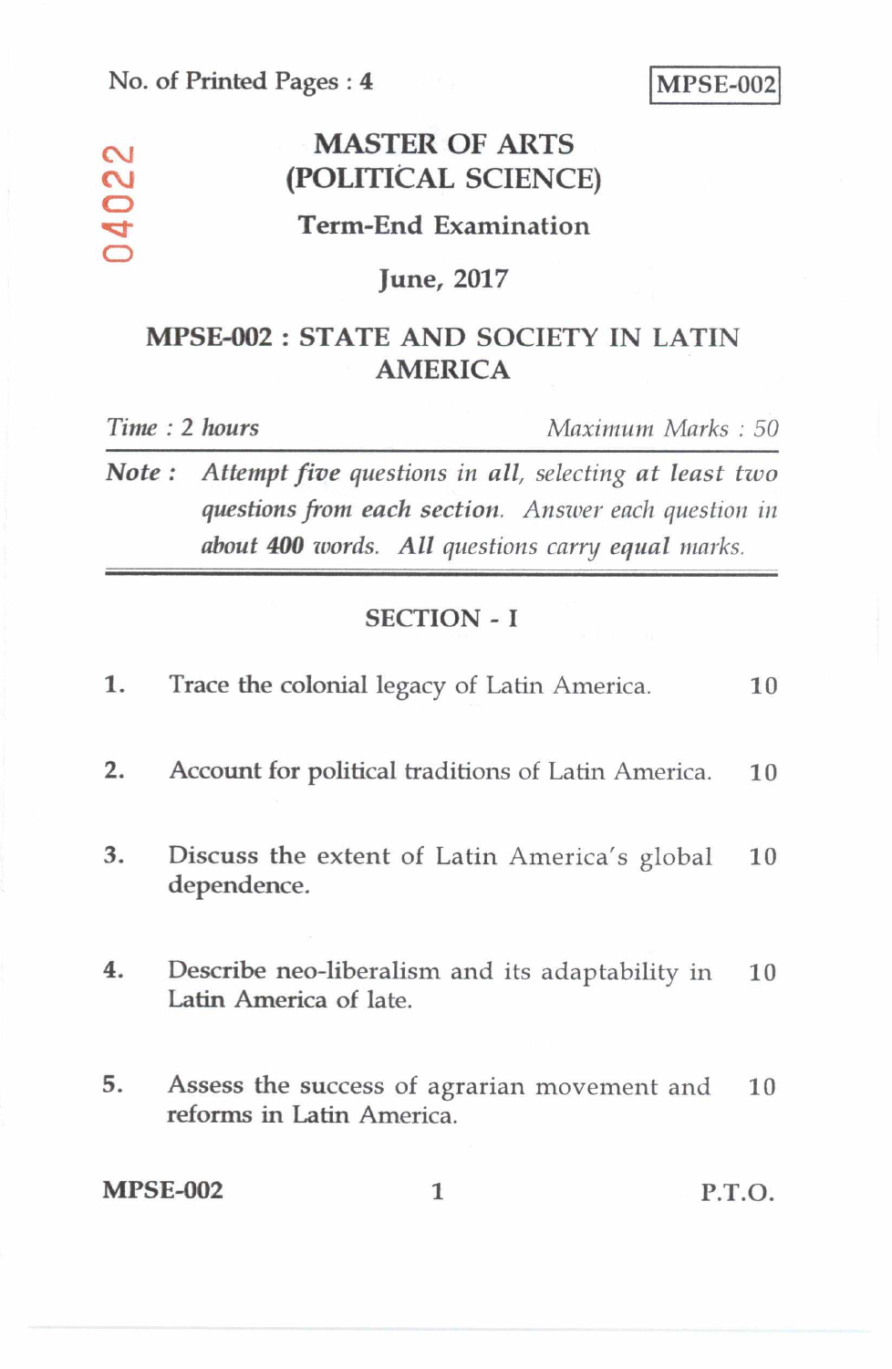No. of Printed Pages : 4

**MPSE-002**

04022

# MASTER OF ARTS (POLITICAL SCIENCE)

## Term-End Examination

## June, 2017

## MPSE-002 : STATE AND SOCIETY IN LATIN AMERICA

*Time : 2 hours* *Maximum Marks : 50*

***Note :*** *Attempt **five** questions in all, selecting **at least two** questions from **each** section. Answer each question in about **400** words. **All** questions carry **equal** marks.*

## SECTION - I

1. Trace the colonial legacy of Latin America. 10

2. Account for political traditions of Latin America. 10

3. Discuss the extent of Latin America's global dependence. 10

4. Describe neo-liberalism and its adaptability in Latin America of late. 10

5. Assess the success of agrarian movement and reforms in Latin America. 10

P.T.O.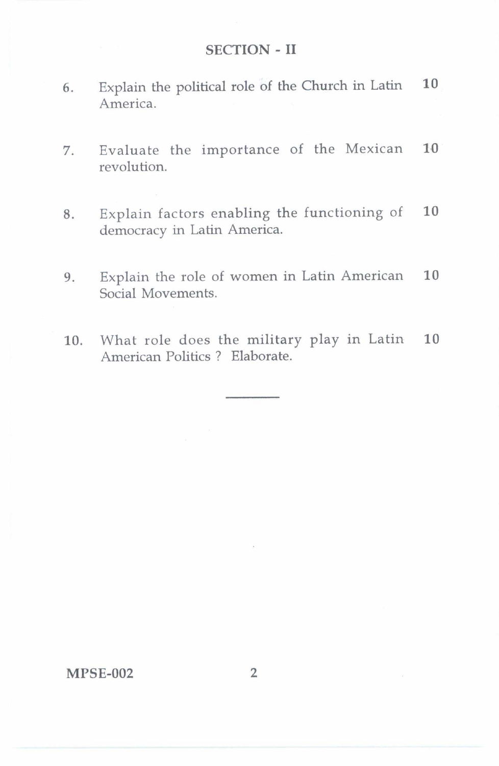## SECTION - II

6. Explain the political role of the Church in Latin America. **10**

7. Evaluate the importance of the Mexican revolution. **10**

8. Explain factors enabling the functioning of democracy in Latin America. **10**

9. Explain the role of women in Latin American Social Movements. **10**

10. What role does the military play in Latin American Politics ? Elaborate. **10**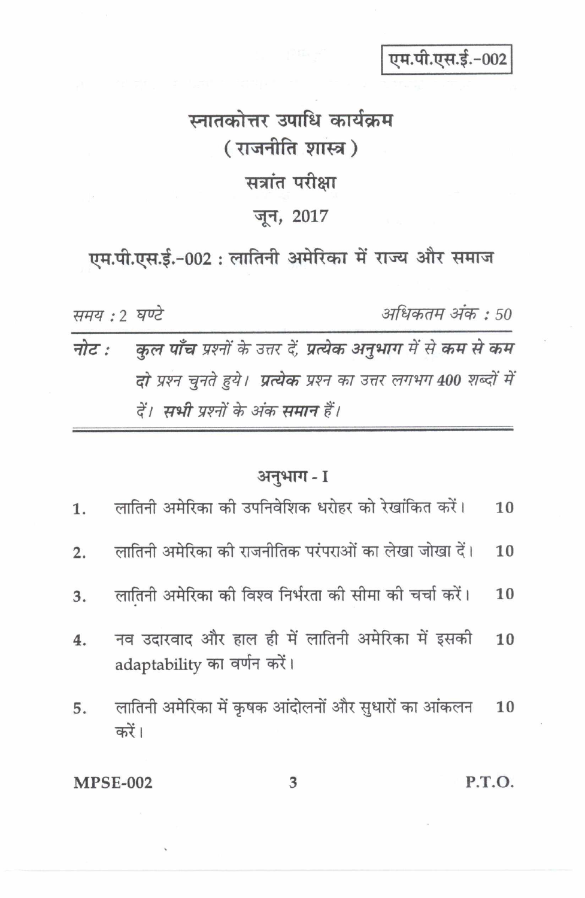एम.पी.एस.ई.-002

# स्नातकोत्तर उपाधि कार्यक्रम
## ( राजनीति शास्त्र )
## सत्रांत परीक्षा
## जून, 2017

## एम.पी.एस.ई.-002 : लातिनी अमेरिका में राज्य और समाज

*समय : 2 घण्टे* | *अधिकतम अंक : 50*

**नोट :** *कुल **पाँच** प्रश्नों के उत्तर दें, **प्रत्येक अनुभाग** में से **कम से कम** दो प्रश्न चुनते हुये। **प्रत्येक** प्रश्न का उत्तर लगभग **400** शब्दों में दें। **सभी** प्रश्नों के अंक **समान** हैं।*

---

### अनुभाग - I

1. लातिनी अमेरिका की उपनिवेशिक धरोहर को रेखांकित करें। 10

2. लातिनी अमेरिका की राजनीतिक परंपराओं का लेखा जोखा दें। 10

3. लातिनी अमेरिका की विश्व निर्भरता की सीमा की चर्चा करें। 10

4. नव उदारवाद और हाल ही में लातिनी अमेरिका में इसकी adaptability का वर्णन करें। 10

5. लातिनी अमेरिका में कृषक आंदोलनों और सुधारों का आंकलन करें। 10

MPSE-002 | P.T.O.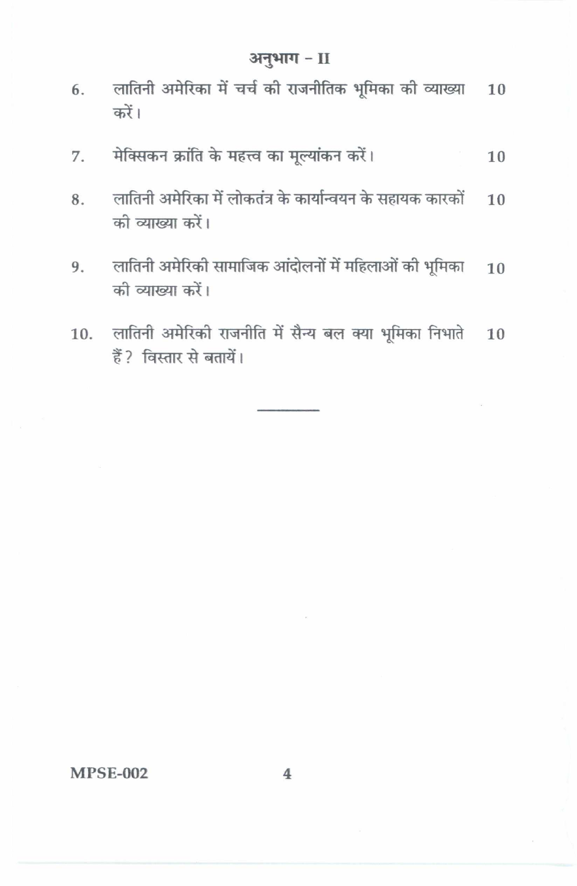## अनुभाग - II

6. लातिनी अमेरिका में चर्च की राजनीतिक भूमिका की व्याख्या करें। 10

7. मेक्सिकन क्रांति के महत्त्व का मूल्यांकन करें। 10

8. लातिनी अमेरिका में लोकतंत्र के कार्यान्वयन के सहायक कारकों की व्याख्या करें। 10

9. लातिनी अमेरिकी सामाजिक आंदोलनों में महिलाओं की भूमिका की व्याख्या करें। 10

10. लातिनी अमेरिकी राजनीति में सैन्य बल क्या भूमिका निभाते हैं? विस्तार से बतायें। 10